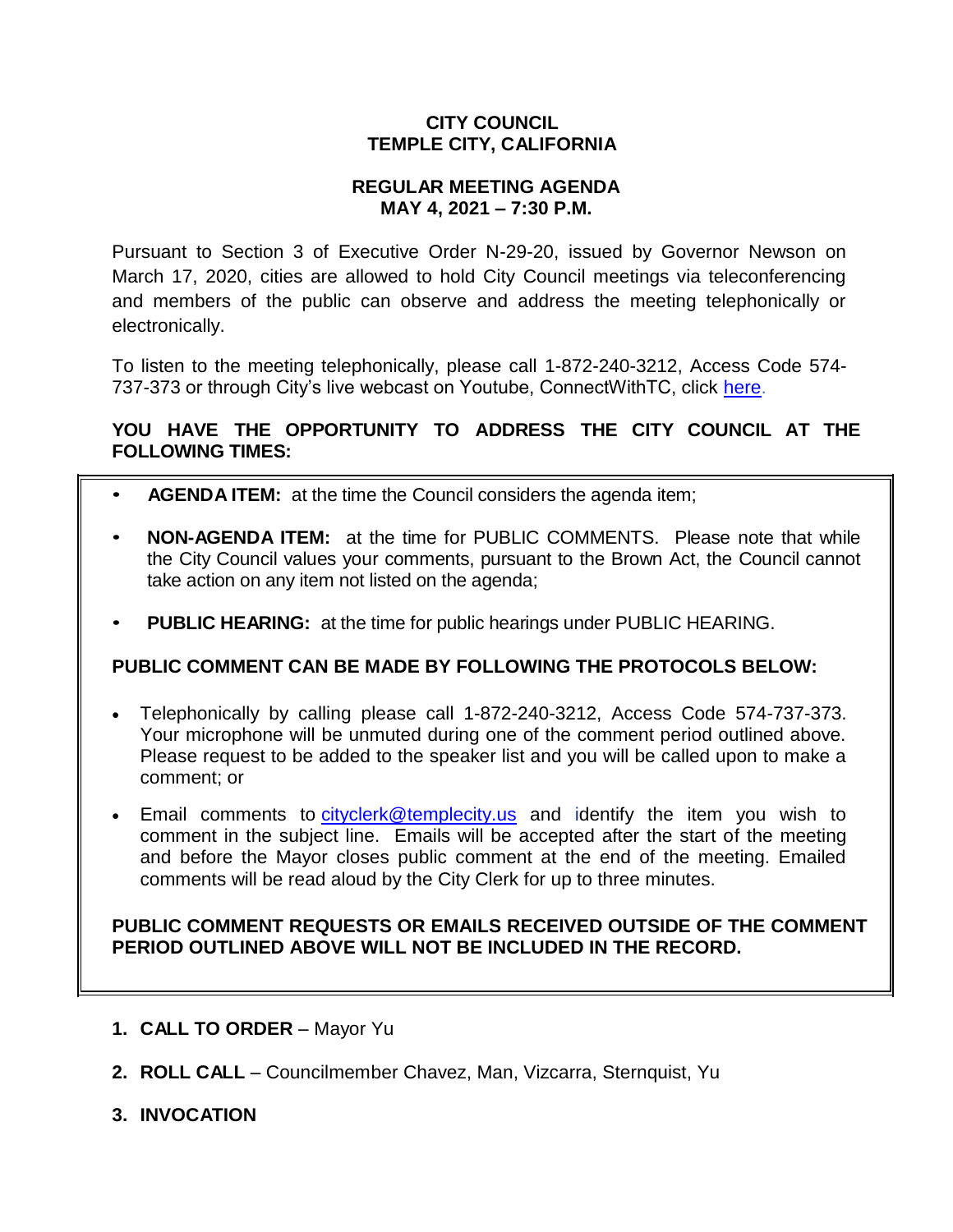# CITY COUNCIL
# TEMPLE CITY, CALIFORNIA

## REGULAR MEETING AGENDA
## MAY 4, 2021 – 7:30 P.M.

Pursuant to Section 3 of Executive Order N-29-20, issued by Governor Newson on March 17, 2020, cities are allowed to hold City Council meetings via teleconferencing and members of the public can observe and address the meeting telephonically or electronically.

To listen to the meeting telephonically, please call 1-872-240-3212, Access Code 574-737-373 or through City's live webcast on Youtube, ConnectWithTC, click here.

**YOU HAVE THE OPPORTUNITY TO ADDRESS THE CITY COUNCIL AT THE FOLLOWING TIMES:**

- **AGENDA ITEM:** at the time the Council considers the agenda item;
- **NON-AGENDA ITEM:** at the time for PUBLIC COMMENTS. Please note that while the City Council values your comments, pursuant to the Brown Act, the Council cannot take action on any item not listed on the agenda;
- **PUBLIC HEARING:** at the time for public hearings under PUBLIC HEARING.

**PUBLIC COMMENT CAN BE MADE BY FOLLOWING THE PROTOCOLS BELOW:**

- Telephonically by calling please call 1-872-240-3212, Access Code 574-737-373. Your microphone will be unmuted during one of the comment period outlined above. Please request to be added to the speaker list and you will be called upon to make a comment; or
- Email comments to cityclerk@templecity.us and identify the item you wish to comment in the subject line. Emails will be accepted after the start of the meeting and before the Mayor closes public comment at the end of the meeting. Emailed comments will be read aloud by the City Clerk for up to three minutes.

**PUBLIC COMMENT REQUESTS OR EMAILS RECEIVED OUTSIDE OF THE COMMENT PERIOD OUTLINED ABOVE WILL NOT BE INCLUDED IN THE RECORD.**

1. **CALL TO ORDER** – Mayor Yu
2. **ROLL CALL** – Councilmember Chavez, Man, Vizcarra, Sternquist, Yu
3. **INVOCATION**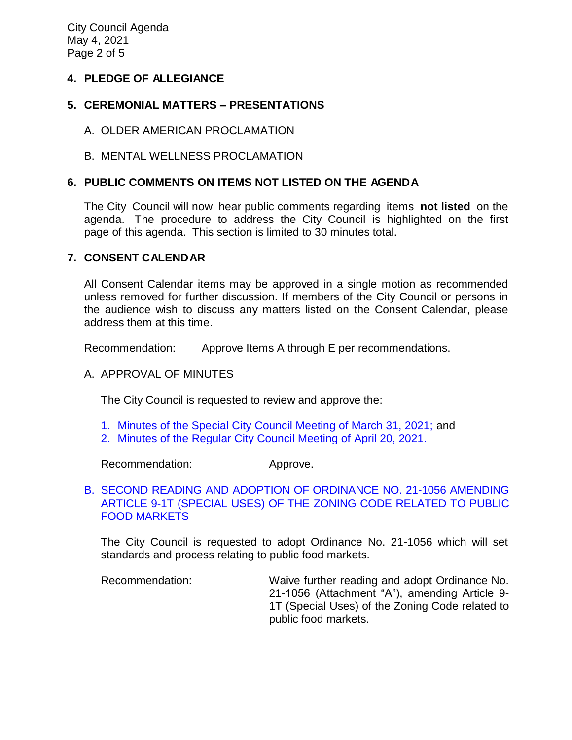## 4. PLEDGE OF ALLEGIANCE

## 5. CEREMONIAL MATTERS – PRESENTATIONS

A. OLDER AMERICAN PROCLAMATION

B. MENTAL WELLNESS PROCLAMATION

## 6. PUBLIC COMMENTS ON ITEMS NOT LISTED ON THE AGENDA

The City Council will now hear public comments regarding items **not listed** on the agenda. The procedure to address the City Council is highlighted on the first page of this agenda. This section is limited to 30 minutes total.

## 7. CONSENT CALENDAR

All Consent Calendar items may be approved in a single motion as recommended unless removed for further discussion. If members of the City Council or persons in the audience wish to discuss any matters listed on the Consent Calendar, please address them at this time.

Recommendation: Approve Items A through E per recommendations.

A. APPROVAL OF MINUTES

The City Council is requested to review and approve the:

1. Minutes of the Special City Council Meeting of March 31, 2021; and
2. Minutes of the Regular City Council Meeting of April 20, 2021.

Recommendation: Approve.

B. SECOND READING AND ADOPTION OF ORDINANCE NO. 21-1056 AMENDING ARTICLE 9-1T (SPECIAL USES) OF THE ZONING CODE RELATED TO PUBLIC FOOD MARKETS

The City Council is requested to adopt Ordinance No. 21-1056 which will set standards and process relating to public food markets.

Recommendation: Waive further reading and adopt Ordinance No. 21-1056 (Attachment "A"), amending Article 9-1T (Special Uses) of the Zoning Code related to public food markets.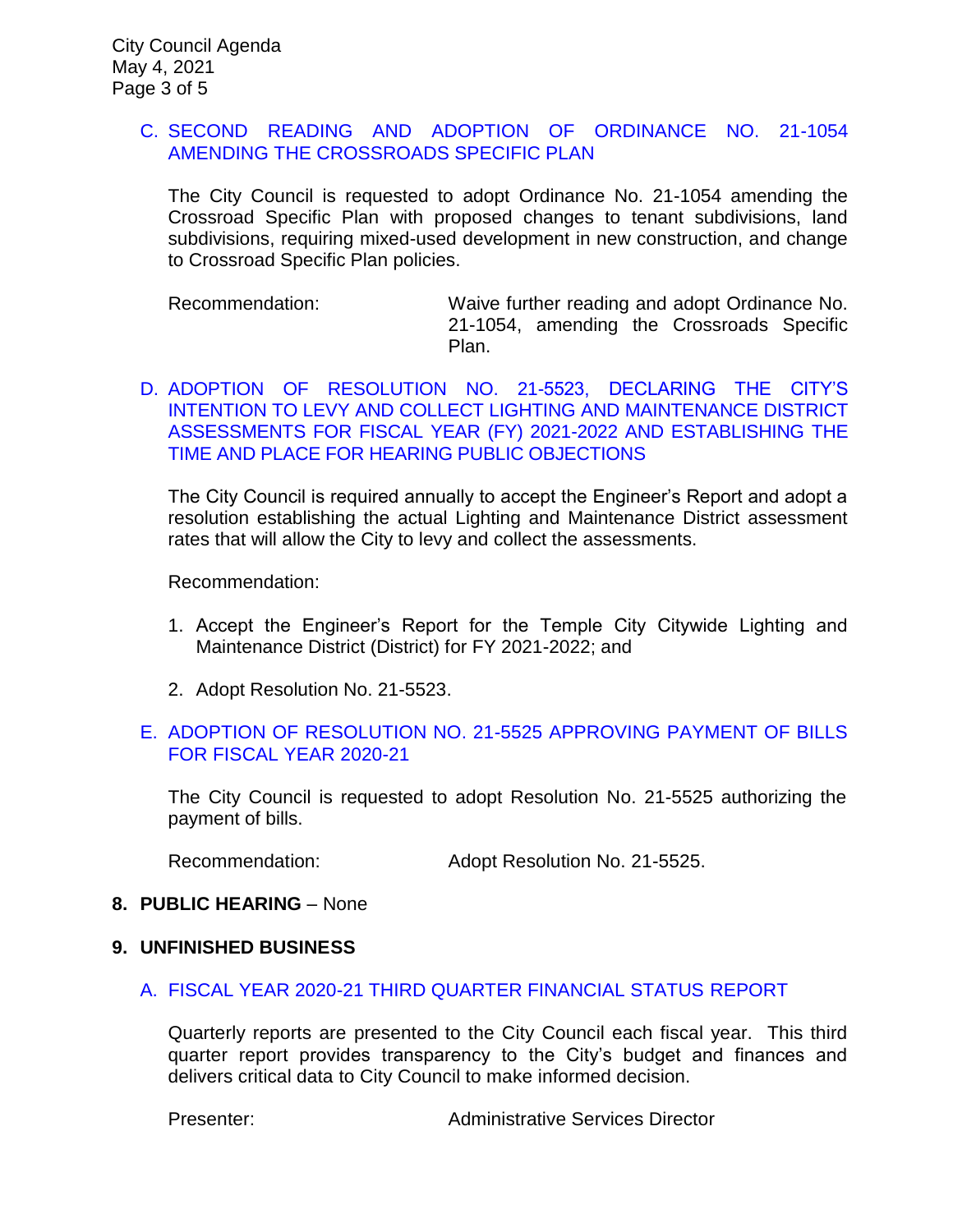C. SECOND READING AND ADOPTION OF ORDINANCE NO. 21-1054 AMENDING THE CROSSROADS SPECIFIC PLAN

The City Council is requested to adopt Ordinance No. 21-1054 amending the Crossroad Specific Plan with proposed changes to tenant subdivisions, land subdivisions, requiring mixed-used development in new construction, and change to Crossroad Specific Plan policies.

Recommendation: Waive further reading and adopt Ordinance No. 21-1054, amending the Crossroads Specific Plan.

D. ADOPTION OF RESOLUTION NO. 21-5523, DECLARING THE CITY'S INTENTION TO LEVY AND COLLECT LIGHTING AND MAINTENANCE DISTRICT ASSESSMENTS FOR FISCAL YEAR (FY) 2021-2022 AND ESTABLISHING THE TIME AND PLACE FOR HEARING PUBLIC OBJECTIONS

The City Council is required annually to accept the Engineer's Report and adopt a resolution establishing the actual Lighting and Maintenance District assessment rates that will allow the City to levy and collect the assessments.

Recommendation:

1. Accept the Engineer's Report for the Temple City Citywide Lighting and Maintenance District (District) for FY 2021-2022; and
2. Adopt Resolution No. 21-5523.

E. ADOPTION OF RESOLUTION NO. 21-5525 APPROVING PAYMENT OF BILLS FOR FISCAL YEAR 2020-21

The City Council is requested to adopt Resolution No. 21-5525 authorizing the payment of bills.

Recommendation: Adopt Resolution No. 21-5525.

**8. PUBLIC HEARING** – None

**9. UNFINISHED BUSINESS**

A. FISCAL YEAR 2020-21 THIRD QUARTER FINANCIAL STATUS REPORT

Quarterly reports are presented to the City Council each fiscal year. This third quarter report provides transparency to the City's budget and finances and delivers critical data to City Council to make informed decision.

Presenter: Administrative Services Director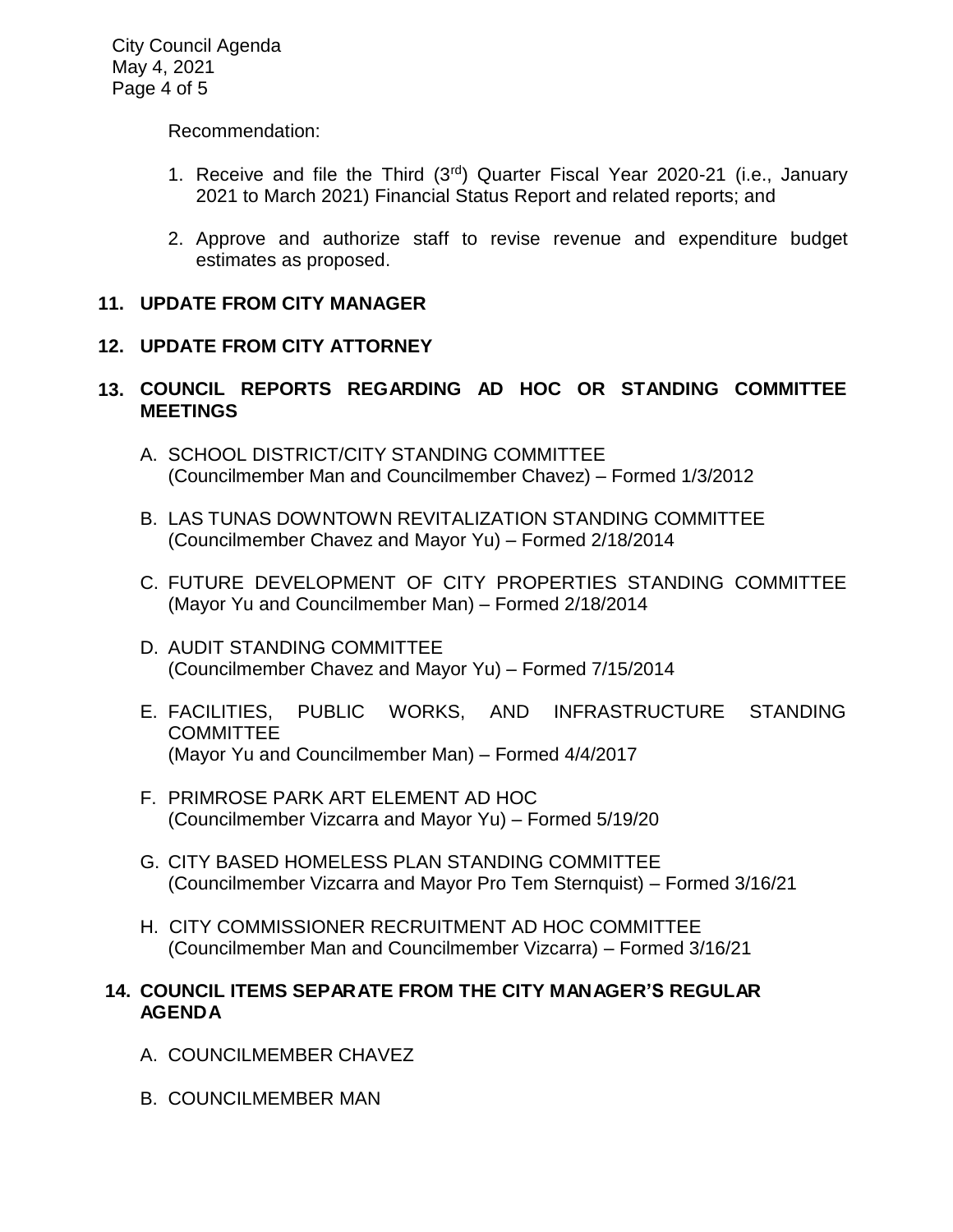Recommendation:

1. Receive and file the Third (3rd) Quarter Fiscal Year 2020-21 (i.e., January 2021 to March 2021) Financial Status Report and related reports; and

2. Approve and authorize staff to revise revenue and expenditure budget estimates as proposed.

## 11. UPDATE FROM CITY MANAGER

## 12. UPDATE FROM CITY ATTORNEY

## 13. COUNCIL REPORTS REGARDING AD HOC OR STANDING COMMITTEE MEETINGS

A. SCHOOL DISTRICT/CITY STANDING COMMITTEE
(Councilmember Man and Councilmember Chavez) – Formed 1/3/2012

B. LAS TUNAS DOWNTOWN REVITALIZATION STANDING COMMITTEE
(Councilmember Chavez and Mayor Yu) – Formed 2/18/2014

C. FUTURE DEVELOPMENT OF CITY PROPERTIES STANDING COMMITTEE
(Mayor Yu and Councilmember Man) – Formed 2/18/2014

D. AUDIT STANDING COMMITTEE
(Councilmember Chavez and Mayor Yu) – Formed 7/15/2014

E. FACILITIES, PUBLIC WORKS, AND INFRASTRUCTURE STANDING COMMITTEE
(Mayor Yu and Councilmember Man) – Formed 4/4/2017

F. PRIMROSE PARK ART ELEMENT AD HOC
(Councilmember Vizcarra and Mayor Yu) – Formed 5/19/20

G. CITY BASED HOMELESS PLAN STANDING COMMITTEE
(Councilmember Vizcarra and Mayor Pro Tem Sternquist) – Formed 3/16/21

H. CITY COMMISSIONER RECRUITMENT AD HOC COMMITTEE
(Councilmember Man and Councilmember Vizcarra) – Formed 3/16/21

## 14. COUNCIL ITEMS SEPARATE FROM THE CITY MANAGER'S REGULAR AGENDA

A. COUNCILMEMBER CHAVEZ

B. COUNCILMEMBER MAN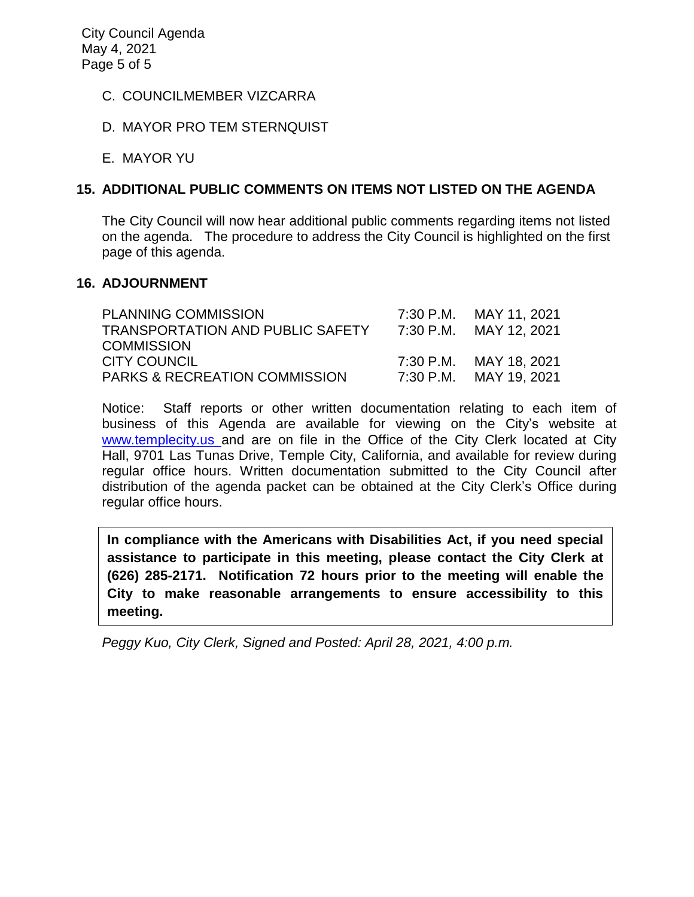C. COUNCILMEMBER VIZCARRA

D. MAYOR PRO TEM STERNQUIST

E. MAYOR YU

## 15. ADDITIONAL PUBLIC COMMENTS ON ITEMS NOT LISTED ON THE AGENDA

The City Council will now hear additional public comments regarding items not listed on the agenda. The procedure to address the City Council is highlighted on the first page of this agenda.

## 16. ADJOURNMENT

| | | |
|---|---|---|
| PLANNING COMMISSION | 7:30 P.M. | MAY 11, 2021 |
| TRANSPORTATION AND PUBLIC SAFETY COMMISSION | 7:30 P.M. | MAY 12, 2021 |
| CITY COUNCIL | 7:30 P.M. | MAY 18, 2021 |
| PARKS & RECREATION COMMISSION | 7:30 P.M. | MAY 19, 2021 |

Notice: Staff reports or other written documentation relating to each item of business of this Agenda are available for viewing on the City's website at www.templecity.us and are on file in the Office of the City Clerk located at City Hall, 9701 Las Tunas Drive, Temple City, California, and available for review during regular office hours. Written documentation submitted to the City Council after distribution of the agenda packet can be obtained at the City Clerk's Office during regular office hours.

**In compliance with the Americans with Disabilities Act, if you need special assistance to participate in this meeting, please contact the City Clerk at (626) 285-2171. Notification 72 hours prior to the meeting will enable the City to make reasonable arrangements to ensure accessibility to this meeting.**

*Peggy Kuo, City Clerk, Signed and Posted: April 28, 2021, 4:00 p.m.*